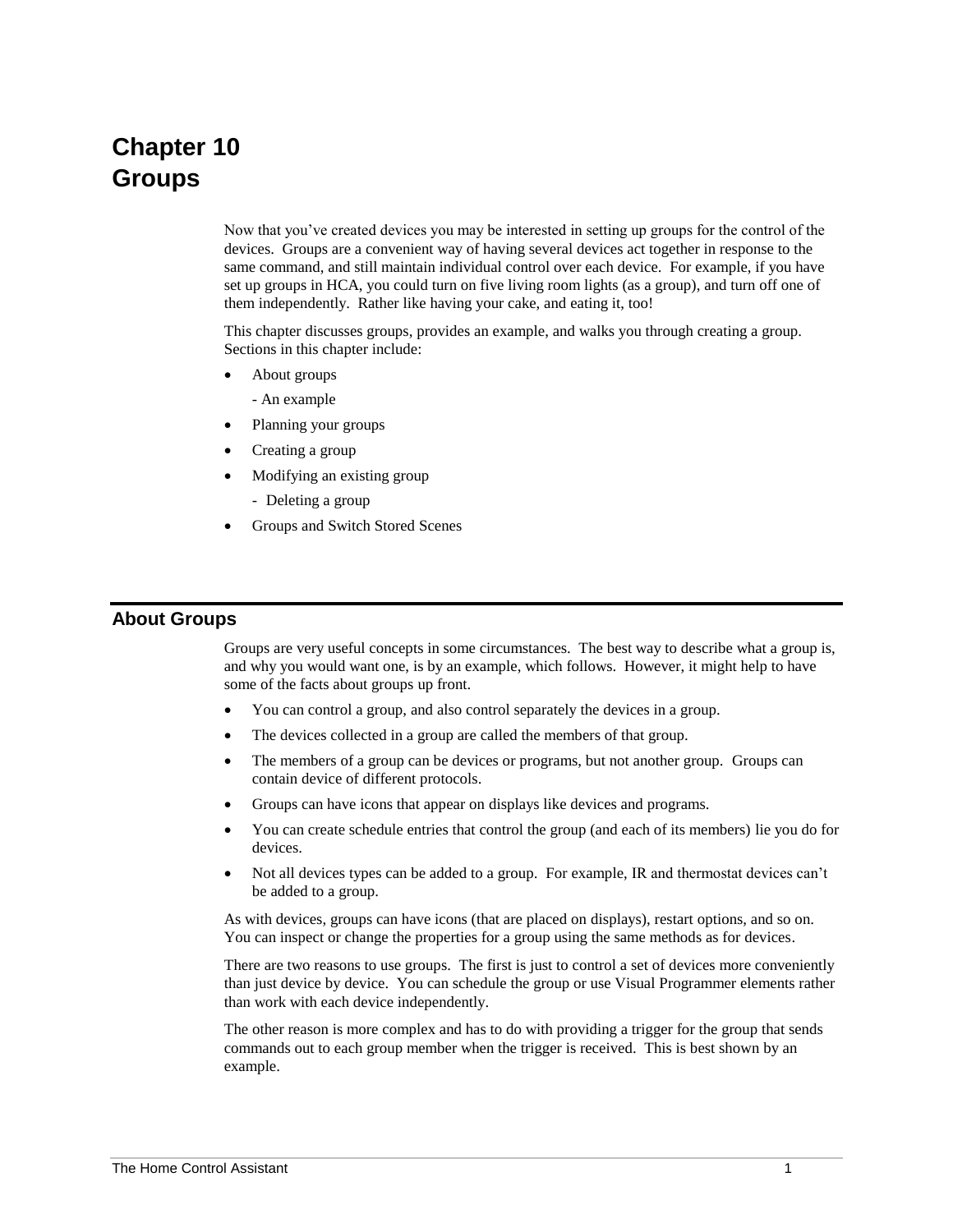# Chapter 10 Groups

Now that you've created devices you may be interested in setting up groups for the control of the devices. Groups are a convenient way of having several devices act together in response to the same command, and still maintain individual control over each device. For example, if you have set up groups in HCA, you could turn on five living room lights (as a group), and turn off one of them independently. Rather like having your cake, and eating it, too!

This chapter discusses groups, provides an example, and walks you through creating a group. Sections in this chapter include:

- About groups
  - An example
- Planning your groups
- Creating a group
- Modifying an existing group
  - Deleting a group
- Groups and Switch Stored Scenes

## About Groups

Groups are very useful concepts in some circumstances. The best way to describe what a group is, and why you would want one, is by an example, which follows. However, it might help to have some of the facts about groups up front.

- You can control a group, and also control separately the devices in a group.
- The devices collected in a group are called the members of that group.
- The members of a group can be devices or programs, but not another group. Groups can contain device of different protocols.
- Groups can have icons that appear on displays like devices and programs.
- You can create schedule entries that control the group (and each of its members) lie you do for devices.
- Not all devices types can be added to a group. For example, IR and thermostat devices can't be added to a group.

As with devices, groups can have icons (that are placed on displays), restart options, and so on. You can inspect or change the properties for a group using the same methods as for devices.

There are two reasons to use groups. The first is just to control a set of devices more conveniently than just device by device. You can schedule the group or use Visual Programmer elements rather than work with each device independently.

The other reason is more complex and has to do with providing a trigger for the group that sends commands out to each group member when the trigger is received. This is best shown by an example.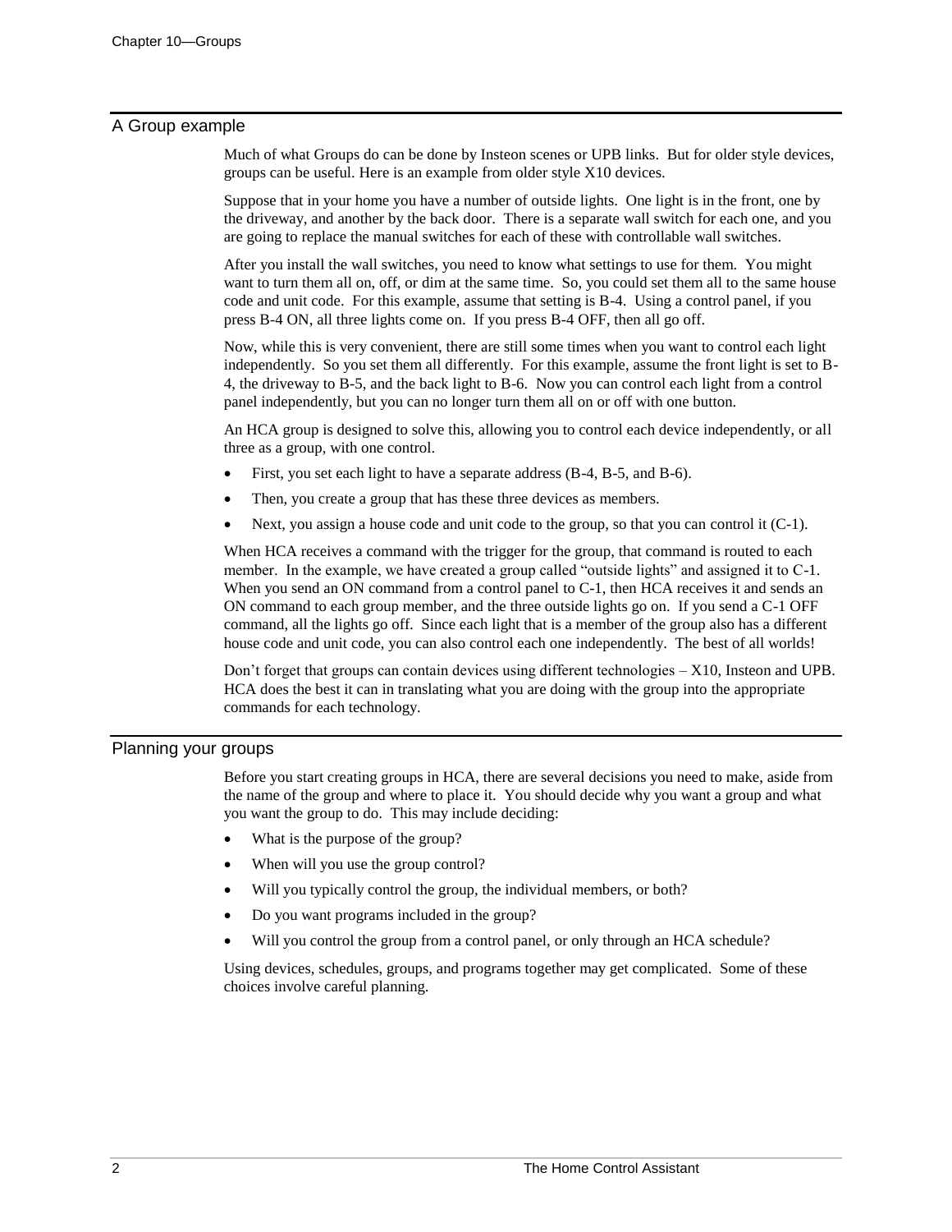## A Group example

Much of what Groups do can be done by Insteon scenes or UPB links. But for older style devices, groups can be useful. Here is an example from older style X10 devices.

Suppose that in your home you have a number of outside lights. One light is in the front, one by the driveway, and another by the back door. There is a separate wall switch for each one, and you are going to replace the manual switches for each of these with controllable wall switches.

After you install the wall switches, you need to know what settings to use for them. You might want to turn them all on, off, or dim at the same time. So, you could set them all to the same house code and unit code. For this example, assume that setting is B-4. Using a control panel, if you press B-4 ON, all three lights come on. If you press B-4 OFF, then all go off.

Now, while this is very convenient, there are still some times when you want to control each light independently. So you set them all differently. For this example, assume the front light is set to B-4, the driveway to B-5, and the back light to B-6. Now you can control each light from a control panel independently, but you can no longer turn them all on or off with one button.

An HCA group is designed to solve this, allowing you to control each device independently, or all three as a group, with one control.

- First, you set each light to have a separate address (B-4, B-5, and B-6).
- Then, you create a group that has these three devices as members.
- Next, you assign a house code and unit code to the group, so that you can control it (C-1).

When HCA receives a command with the trigger for the group, that command is routed to each member. In the example, we have created a group called “outside lights” and assigned it to C-1. When you send an ON command from a control panel to C-1, then HCA receives it and sends an ON command to each group member, and the three outside lights go on. If you send a C-1 OFF command, all the lights go off. Since each light that is a member of the group also has a different house code and unit code, you can also control each one independently. The best of all worlds!

Don’t forget that groups can contain devices using different technologies – X10, Insteon and UPB. HCA does the best it can in translating what you are doing with the group into the appropriate commands for each technology.

## Planning your groups

Before you start creating groups in HCA, there are several decisions you need to make, aside from the name of the group and where to place it. You should decide why you want a group and what you want the group to do. This may include deciding:

- What is the purpose of the group?
- When will you use the group control?
- Will you typically control the group, the individual members, or both?
- Do you want programs included in the group?
- Will you control the group from a control panel, or only through an HCA schedule?

Using devices, schedules, groups, and programs together may get complicated. Some of these choices involve careful planning.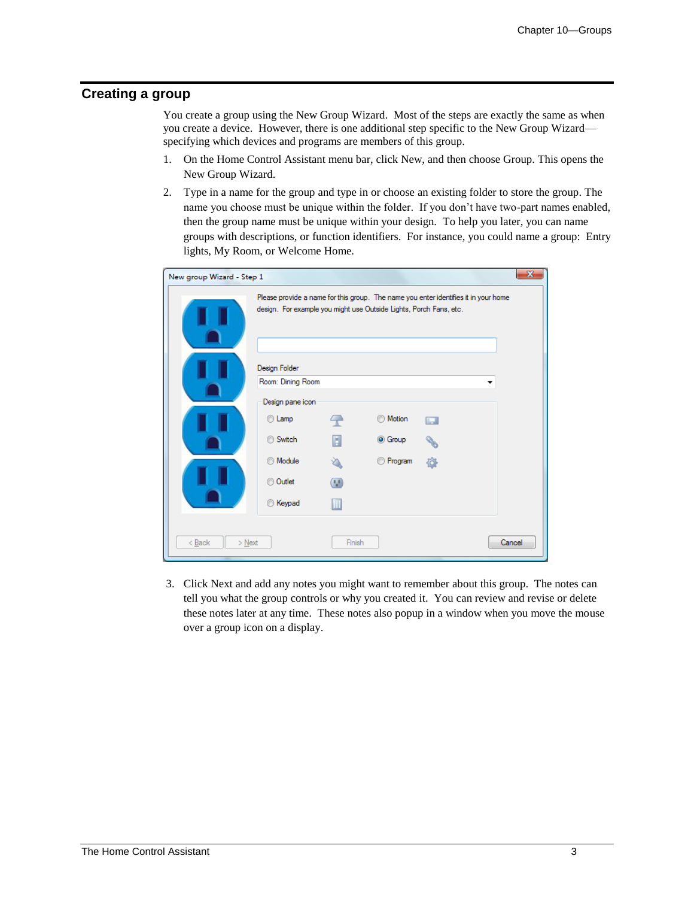## Creating a group

You create a group using the New Group Wizard. Most of the steps are exactly the same as when you create a device. However, there is one additional step specific to the New Group Wizard—specifying which devices and programs are members of this group.

1. On the Home Control Assistant menu bar, click New, and then choose Group. This opens the New Group Wizard.
2. Type in a name for the group and type in or choose an existing folder to store the group. The name you choose must be unique within the folder. If you don't have two-part names enabled, then the group name must be unique within your design. To help you later, you can name groups with descriptions, or function identifiers. For instance, you could name a group: Entry lights, My Room, or Welcome Home.
3. Click Next and add any notes you might want to remember about this group. The notes can tell you what the group controls or why you created it. You can review and revise or delete these notes later at any time. These notes also popup in a window when you move the mouse over a group icon on a display.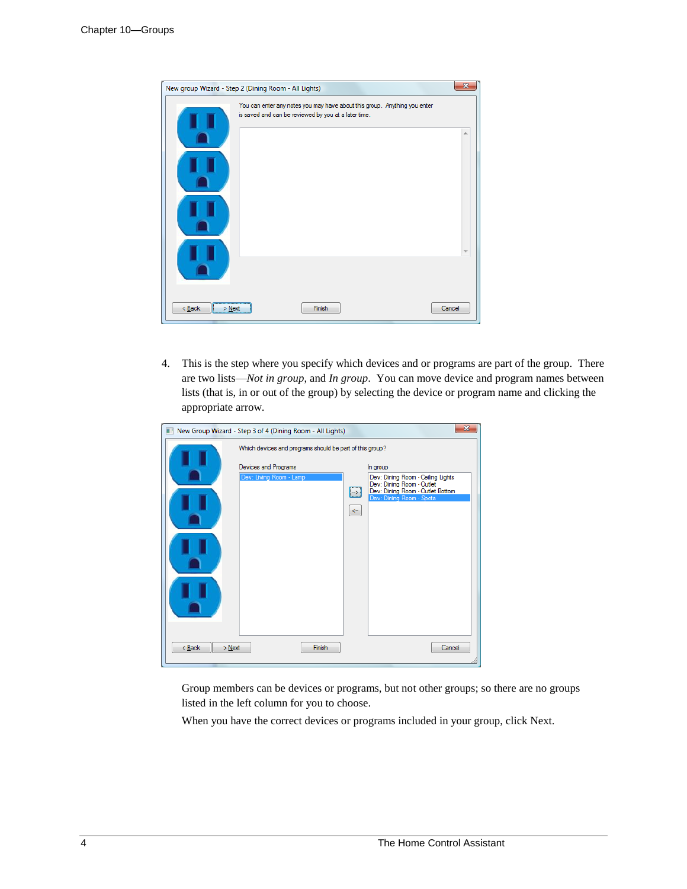4. This is the step where you specify which devices and or programs are part of the group. There are two lists—*Not in group*, and *In group*. You can move device and program names between lists (that is, in or out of the group) by selecting the device or program name and clicking the appropriate arrow.

Group members can be devices or programs, but not other groups; so there are no groups listed in the left column for you to choose.

When you have the correct devices or programs included in your group, click Next.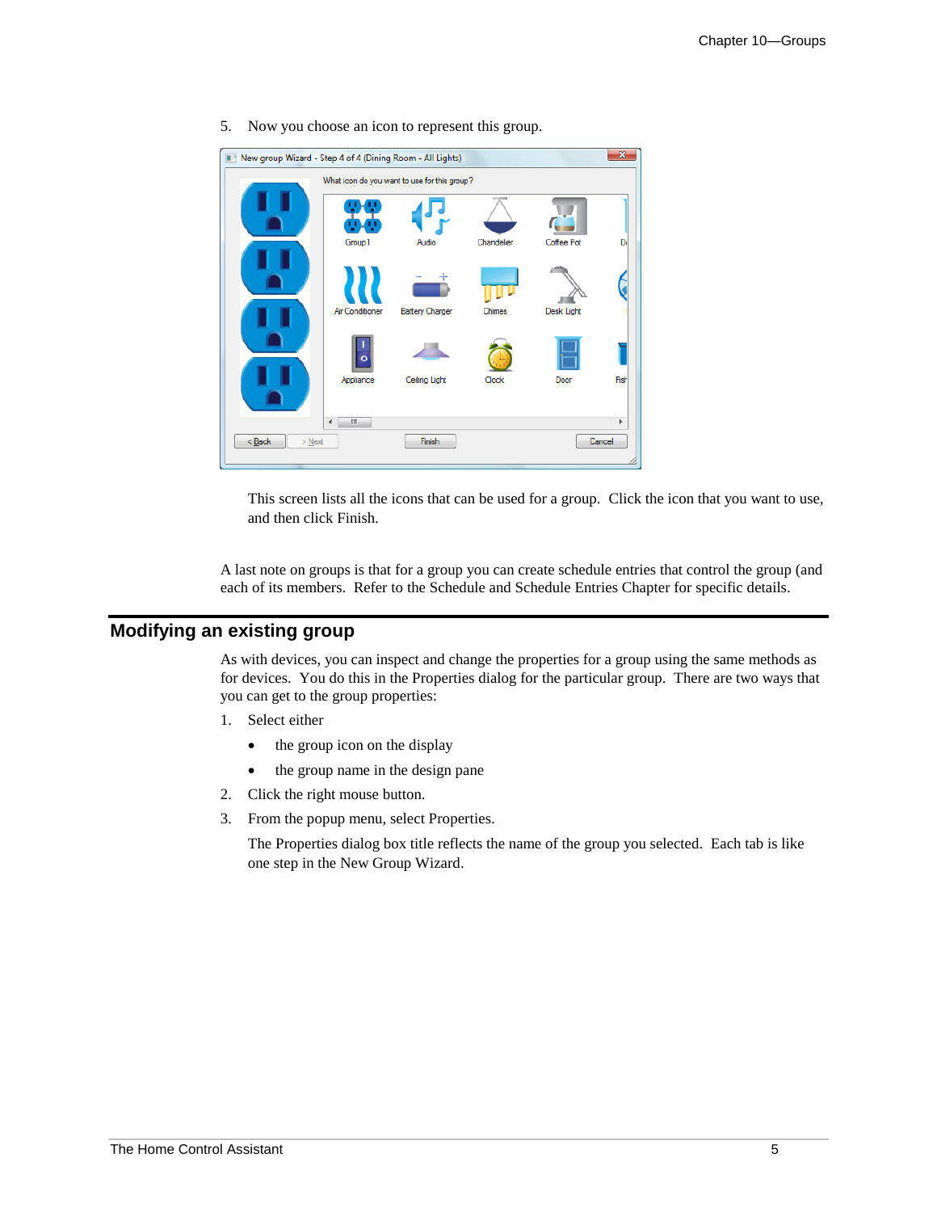5. Now you choose an icon to represent this group.

   This screen lists all the icons that can be used for a group. Click the icon that you want to use, and then click Finish.

A last note on groups is that for a group you can create schedule entries that control the group (and each of its members. Refer to the Schedule and Schedule Entries Chapter for specific details.

## Modifying an existing group

As with devices, you can inspect and change the properties for a group using the same methods as for devices. You do this in the Properties dialog for the particular group. There are two ways that you can get to the group properties:

1. Select either
   - the group icon on the display
   - the group name in the design pane
2. Click the right mouse button.
3. From the popup menu, select Properties.

   The Properties dialog box title reflects the name of the group you selected. Each tab is like one step in the New Group Wizard.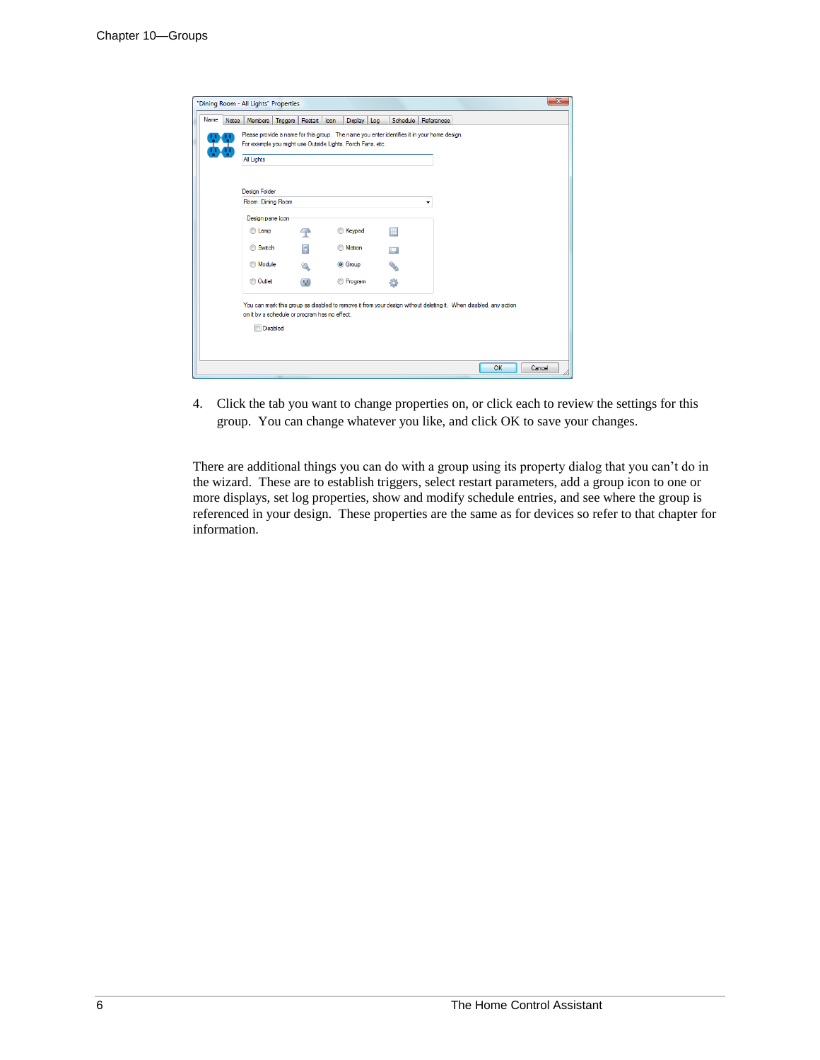4. Click the tab you want to change properties on, or click each to review the settings for this group. You can change whatever you like, and click OK to save your changes.

There are additional things you can do with a group using its property dialog that you can't do in the wizard. These are to establish triggers, select restart parameters, add a group icon to one or more displays, set log properties, show and modify schedule entries, and see where the group is referenced in your design. These properties are the same as for devices so refer to that chapter for information.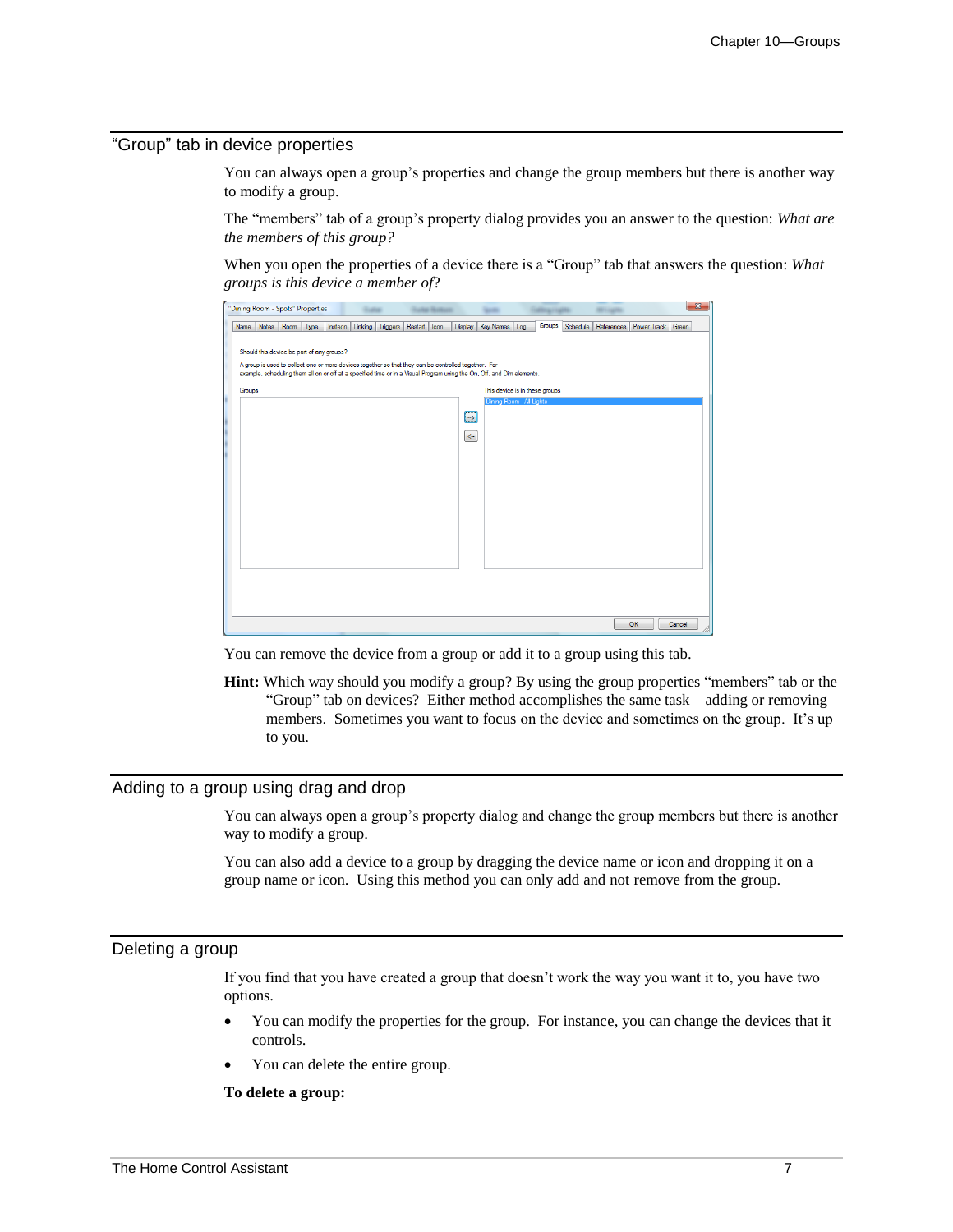## “Group” tab in device properties

You can always open a group’s properties and change the group members but there is another way to modify a group.

The “members” tab of a group’s property dialog provides you an answer to the question: *What are the members of this group?*

When you open the properties of a device there is a “Group” tab that answers the question: *What groups is this device a member of*?

You can remove the device from a group or add it to a group using this tab.

**Hint:** Which way should you modify a group? By using the group properties “members” tab or the “Group” tab on devices? Either method accomplishes the same task – adding or removing members. Sometimes you want to focus on the device and sometimes on the group. It’s up to you.

## Adding to a group using drag and drop

You can always open a group’s property dialog and change the group members but there is another way to modify a group.

You can also add a device to a group by dragging the device name or icon and dropping it on a group name or icon. Using this method you can only add and not remove from the group.

## Deleting a group

If you find that you have created a group that doesn’t work the way you want it to, you have two options.

- You can modify the properties for the group. For instance, you can change the devices that it controls.
- You can delete the entire group.

**To delete a group:**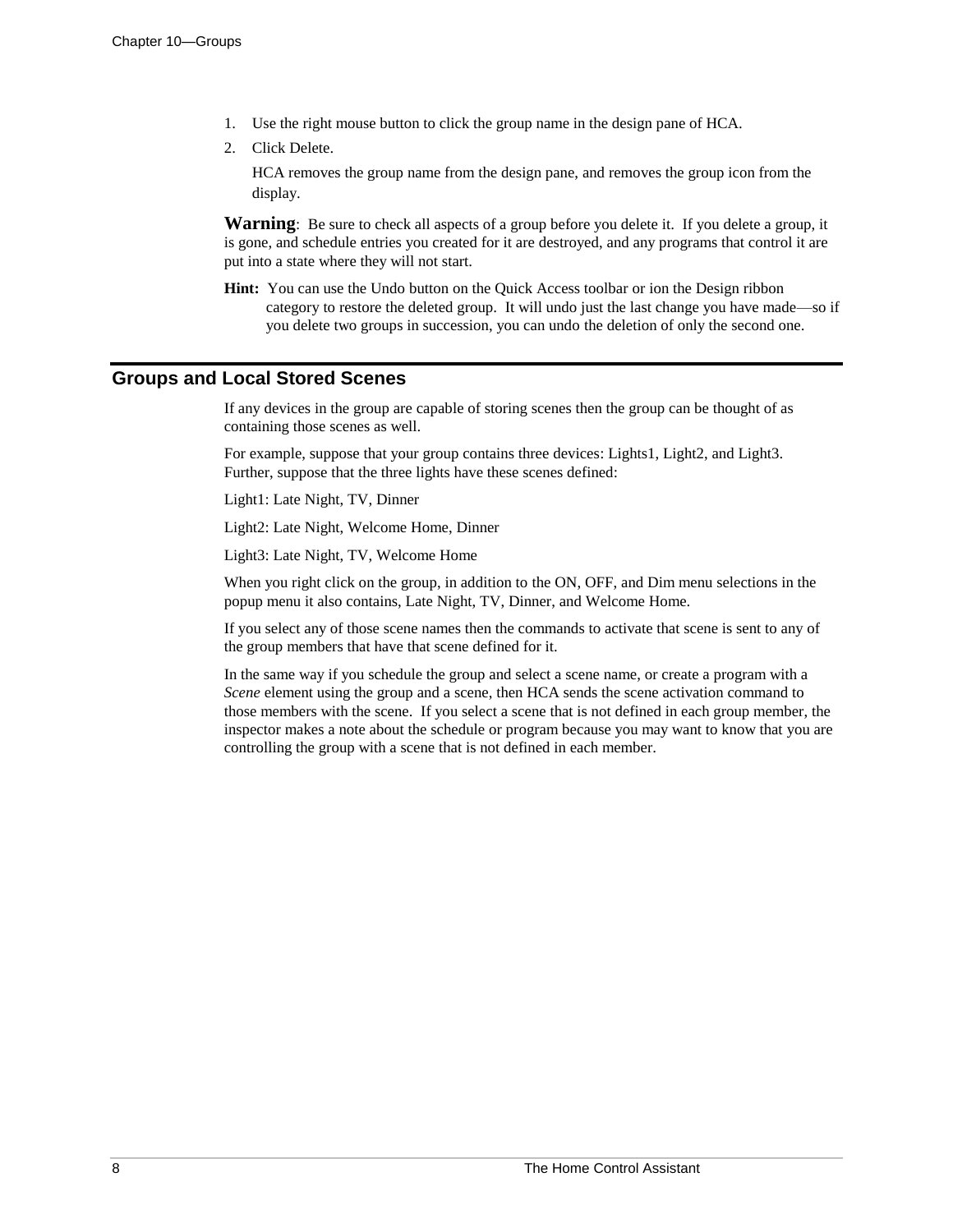1. Use the right mouse button to click the group name in the design pane of HCA.
2. Click Delete.

   HCA removes the group name from the design pane, and removes the group icon from the display.

**Warning**: Be sure to check all aspects of a group before you delete it. If you delete a group, it is gone, and schedule entries you created for it are destroyed, and any programs that control it are put into a state where they will not start.

**Hint:** You can use the Undo button on the Quick Access toolbar or ion the Design ribbon category to restore the deleted group. It will undo just the last change you have made—so if you delete two groups in succession, you can undo the deletion of only the second one.

## Groups and Local Stored Scenes

If any devices in the group are capable of storing scenes then the group can be thought of as containing those scenes as well.

For example, suppose that your group contains three devices: Lights1, Light2, and Light3. Further, suppose that the three lights have these scenes defined:

Light1: Late Night, TV, Dinner

Light2: Late Night, Welcome Home, Dinner

Light3: Late Night, TV, Welcome Home

When you right click on the group, in addition to the ON, OFF, and Dim menu selections in the popup menu it also contains, Late Night, TV, Dinner, and Welcome Home.

If you select any of those scene names then the commands to activate that scene is sent to any of the group members that have that scene defined for it.

In the same way if you schedule the group and select a scene name, or create a program with a *Scene* element using the group and a scene, then HCA sends the scene activation command to those members with the scene. If you select a scene that is not defined in each group member, the inspector makes a note about the schedule or program because you may want to know that you are controlling the group with a scene that is not defined in each member.